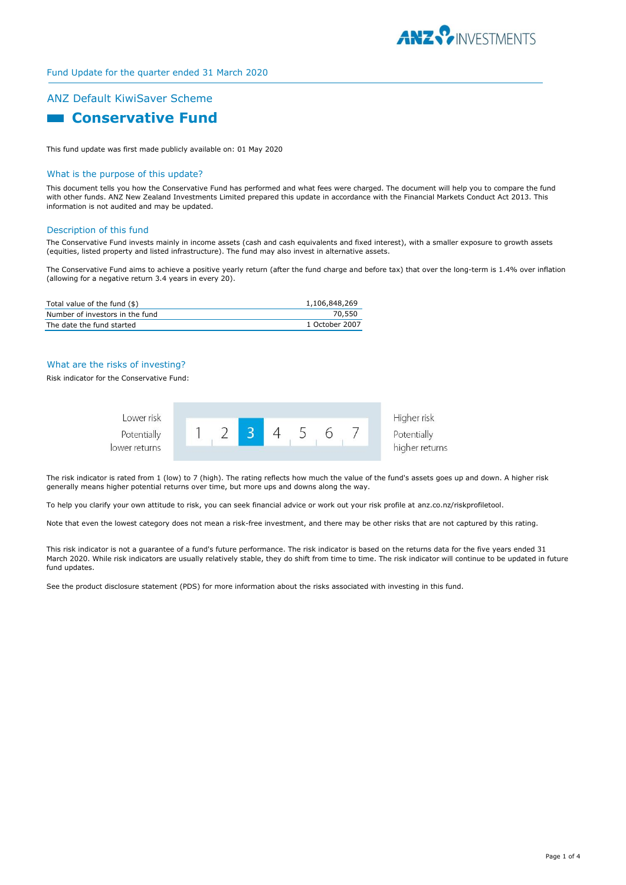Fund Update for the quarter ended 31 March 2020

## ANZ Default KiwiSaver Scheme

# Conservative Fund

This fund update was first made publicly available on: 01 May 2020

### What is the purpose of this update?

This document tells you how the Conservative Fund has performed and what fees were charged. The document will help you to compare the fund with other funds. ANZ New Zealand Investments Limited prepared this update in accordance with the Financial Markets Conduct Act 2013. This information is not audited and may be updated.

### Description of this fund

The Conservative Fund invests mainly in income assets (cash and cash equivalents and fixed interest), with a smaller exposure to growth assets (equities, listed property and listed infrastructure). The fund may also invest in alternative assets.

The Conservative Fund aims to achieve a positive yearly return (after the fund charge and before tax) that over the long-term is 1.4% over inflation (allowing for a negative return 3.4 years in every 20).

| | |
|---|---|
| Total value of the fund ($) | 1,106,848,269 |
| Number of investors in the fund | 70,550 |
| The date the fund started | 1 October 2007 |

### What are the risks of investing?

Risk indicator for the Conservative Fund:

| Lower risk<br>Potentially lower returns | 1 | 2 | **3** | 4 | 5 | 6 | 7 | Higher risk<br>Potentially higher returns |
|---|---|---|---|---|---|---|---|---|

The risk indicator is rated from 1 (low) to 7 (high). The rating reflects how much the value of the fund's assets goes up and down. A higher risk generally means higher potential returns over time, but more ups and downs along the way.

To help you clarify your own attitude to risk, you can seek financial advice or work out your risk profile at anz.co.nz/riskprofiletool.

Note that even the lowest category does not mean a risk-free investment, and there may be other risks that are not captured by this rating.

This risk indicator is not a guarantee of a fund's future performance. The risk indicator is based on the returns data for the five years ended 31 March 2020. While risk indicators are usually relatively stable, they do shift from time to time. The risk indicator will continue to be updated in future fund updates.

See the product disclosure statement (PDS) for more information about the risks associated with investing in this fund.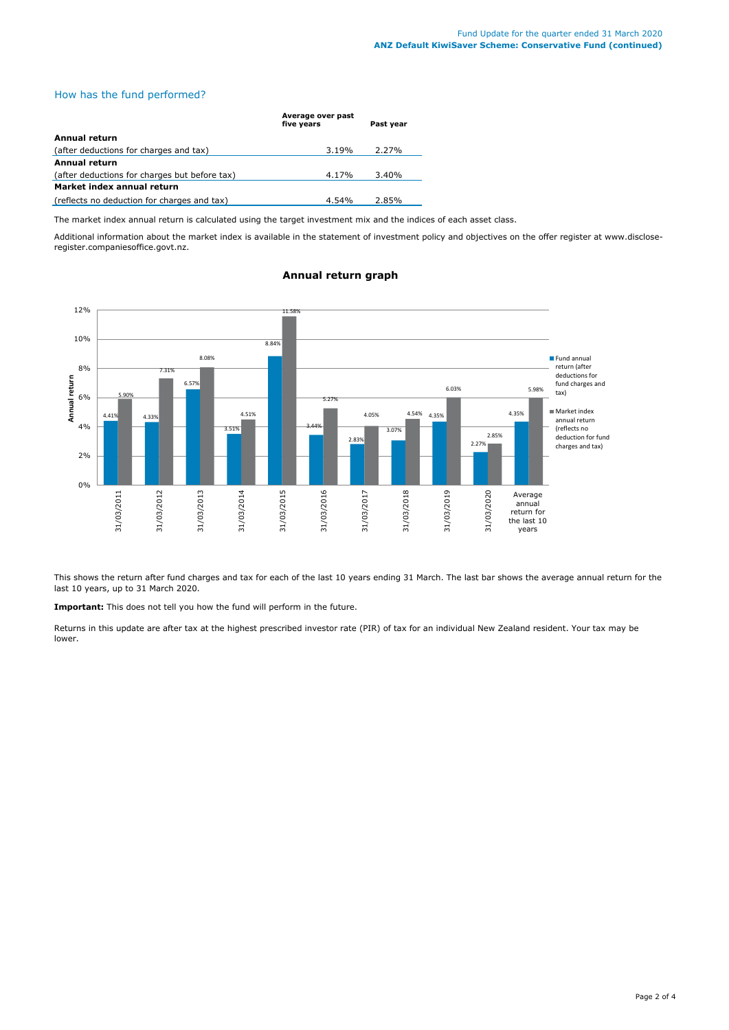## How has the fund performed?

| | Average over past five years | Past year |
|---|---|---|
| **Annual return** | | |
| (after deductions for charges and tax) | 3.19% | 2.27% |
| **Annual return** | | |
| (after deductions for charges but before tax) | 4.17% | 3.40% |
| **Market index annual return** | | |
| (reflects no deduction for charges and tax) | 4.54% | 2.85% |

The market index annual return is calculated using the target investment mix and the indices of each asset class.

Additional information about the market index is available in the statement of investment policy and objectives on the offer register at www.disclose-register.companiesoffice.govt.nz.

### Annual return graph

| | Fund annual return (after deductions for fund charges and tax) | Market index annual return (reflects no deduction for fund charges and tax) |
|---|---|---|
| 31/03/2011 | 4.41% | 5.90% |
| 31/03/2012 | 4.33% | 7.31% |
| 31/03/2013 | 6.57% | 8.08% |
| 31/03/2014 | 3.51% | 4.51% |
| 31/03/2015 | 8.84% | 11.58% |
| 31/03/2016 | 3.44% | 5.27% |
| 31/03/2017 | 2.83% | 4.05% |
| 31/03/2018 | 3.07% | 4.54% |
| 31/03/2019 | 4.35% | 6.03% |
| 31/03/2020 | 2.27% | 2.85% |
| Average annual return for the last 10 years | 4.35% | 5.98% |

This shows the return after fund charges and tax for each of the last 10 years ending 31 March. The last bar shows the average annual return for the last 10 years, up to 31 March 2020.

**Important:** This does not tell you how the fund will perform in the future.

Returns in this update are after tax at the highest prescribed investor rate (PIR) of tax for an individual New Zealand resident. Your tax may be lower.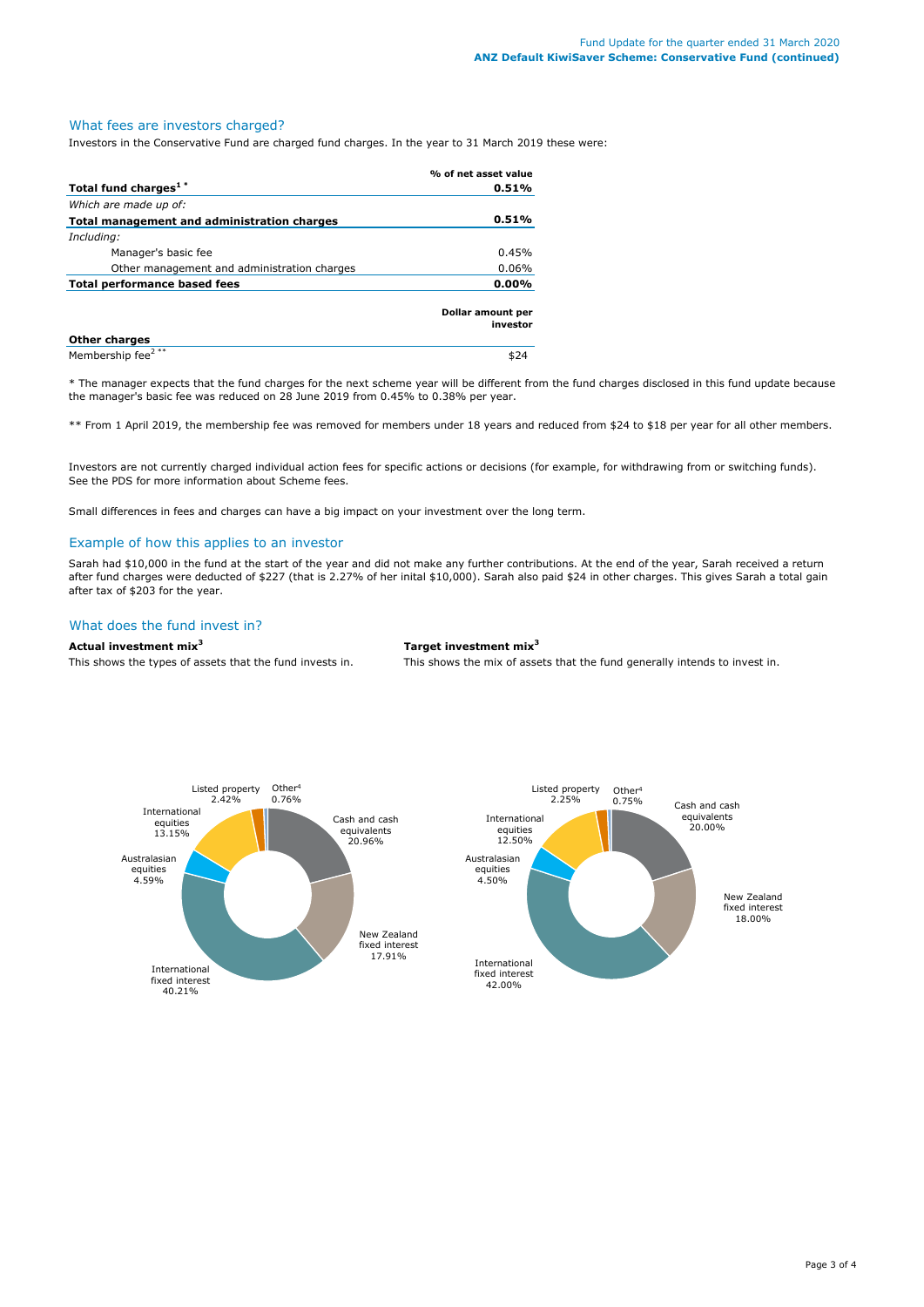## What fees are investors charged?

Investors in the Conservative Fund are charged fund charges. In the year to 31 March 2019 these were:

| | % of net asset value |
|---|---|
| **Total fund charges[1] *** | **0.51%** |
| *Which are made up of:* | |
| **Total management and administration charges** | **0.51%** |
| *Including:* | |
| Manager's basic fee | 0.45% |
| Other management and administration charges | 0.06% |
| **Total performance based fees** | **0.00%** |
| | **Dollar amount per investor** |
| **Other charges** | |
| Membership fee[2] ** | $24 |

\* The manager expects that the fund charges for the next scheme year will be different from the fund charges disclosed in this fund update because the manager's basic fee was reduced on 28 June 2019 from 0.45% to 0.38% per year.

\*\* From 1 April 2019, the membership fee was removed for members under 18 years and reduced from $24 to $18 per year for all other members.

Investors are not currently charged individual action fees for specific actions or decisions (for example, for withdrawing from or switching funds). See the PDS for more information about Scheme fees.

Small differences in fees and charges can have a big impact on your investment over the long term.

## Example of how this applies to an investor

Sarah had $10,000 in the fund at the start of the year and did not make any further contributions. At the end of the year, Sarah received a return after fund charges were deducted of $227 (that is 2.27% of her inital $10,000). Sarah also paid $24 in other charges. This gives Sarah a total gain after tax of $203 for the year.

## What does the fund invest in?

**Actual investment mix[3]**

This shows the types of assets that the fund invests in.

| Asset type | Actual investment mix |
|---|---|
| Cash and cash equivalents | 20.96% |
| New Zealand fixed interest | 17.91% |
| International fixed interest | 40.21% |
| Australasian equities | 4.59% |
| International equities | 13.15% |
| Listed property | 2.42% |
| Other[4] | 0.76% |

**Target investment mix[3]**

This shows the mix of assets that the fund generally intends to invest in.

| Asset type | Target investment mix |
|---|---|
| Cash and cash equivalents | 20.00% |
| New Zealand fixed interest | 18.00% |
| International fixed interest | 42.00% |
| Australasian equities | 4.50% |
| International equities | 12.50% |
| Listed property | 2.25% |
| Other[4] | 0.75% |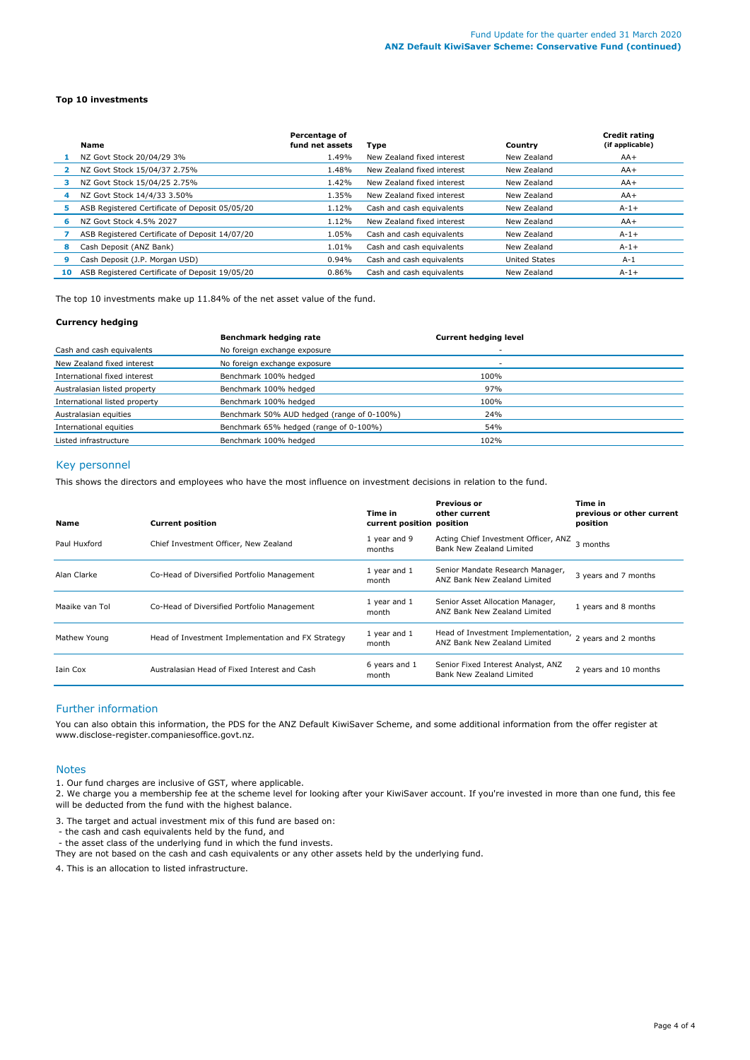### Top 10 investments

| | Name | Percentage of fund net assets | Type | Country | Credit rating (if applicable) |
|---|---|---|---|---|---|
| 1 | NZ Govt Stock 20/04/29 3% | 1.49% | New Zealand fixed interest | New Zealand | AA+ |
| 2 | NZ Govt Stock 15/04/37 2.75% | 1.48% | New Zealand fixed interest | New Zealand | AA+ |
| 3 | NZ Govt Stock 15/04/25 2.75% | 1.42% | New Zealand fixed interest | New Zealand | AA+ |
| 4 | NZ Govt Stock 14/4/33 3.50% | 1.35% | New Zealand fixed interest | New Zealand | AA+ |
| 5 | ASB Registered Certificate of Deposit 05/05/20 | 1.12% | Cash and cash equivalents | New Zealand | A-1+ |
| 6 | NZ Govt Stock 4.5% 2027 | 1.12% | New Zealand fixed interest | New Zealand | AA+ |
| 7 | ASB Registered Certificate of Deposit 14/07/20 | 1.05% | Cash and cash equivalents | New Zealand | A-1+ |
| 8 | Cash Deposit (ANZ Bank) | 1.01% | Cash and cash equivalents | New Zealand | A-1+ |
| 9 | Cash Deposit (J.P. Morgan USD) | 0.94% | Cash and cash equivalents | United States | A-1 |
| 10 | ASB Registered Certificate of Deposit 19/05/20 | 0.86% | Cash and cash equivalents | New Zealand | A-1+ |

The top 10 investments make up 11.84% of the net asset value of the fund.

### Currency hedging

| | Benchmark hedging rate | Current hedging level |
|---|---|---|
| Cash and cash equivalents | No foreign exchange exposure | - |
| New Zealand fixed interest | No foreign exchange exposure | - |
| International fixed interest | Benchmark 100% hedged | 100% |
| Australasian listed property | Benchmark 100% hedged | 97% |
| International listed property | Benchmark 100% hedged | 100% |
| Australasian equities | Benchmark 50% AUD hedged (range of 0-100%) | 24% |
| International equities | Benchmark 65% hedged (range of 0-100%) | 54% |
| Listed infrastructure | Benchmark 100% hedged | 102% |

## Key personnel

This shows the directors and employees who have the most influence on investment decisions in relation to the fund.

| Name | Current position | Time in current position | Previous or other current position | Time in previous or other current position |
|---|---|---|---|---|
| Paul Huxford | Chief Investment Officer, New Zealand | 1 year and 9 months | Acting Chief Investment Officer, ANZ Bank New Zealand Limited | 3 months |
| Alan Clarke | Co-Head of Diversified Portfolio Management | 1 year and 1 month | Senior Mandate Research Manager, ANZ Bank New Zealand Limited | 3 years and 7 months |
| Maaike van Tol | Co-Head of Diversified Portfolio Management | 1 year and 1 month | Senior Asset Allocation Manager, ANZ Bank New Zealand Limited | 1 years and 8 months |
| Mathew Young | Head of Investment Implementation and FX Strategy | 1 year and 1 month | Head of Investment Implementation, ANZ Bank New Zealand Limited | 2 years and 2 months |
| Iain Cox | Australasian Head of Fixed Interest and Cash | 6 years and 1 month | Senior Fixed Interest Analyst, ANZ Bank New Zealand Limited | 2 years and 10 months |

## Further information

You can also obtain this information, the PDS for the ANZ Default KiwiSaver Scheme, and some additional information from the offer register at www.disclose-register.companiesoffice.govt.nz.

## Notes

1. Our fund charges are inclusive of GST, where applicable.
2. We charge you a membership fee at the scheme level for looking after your KiwiSaver account. If you're invested in more than one fund, this fee will be deducted from the fund with the highest balance.
3. The target and actual investment mix of this fund are based on:
 - the cash and cash equivalents held by the fund, and
 - the asset class of the underlying fund in which the fund invests.

They are not based on the cash and cash equivalents or any other assets held by the underlying fund.

4. This is an allocation to listed infrastructure.